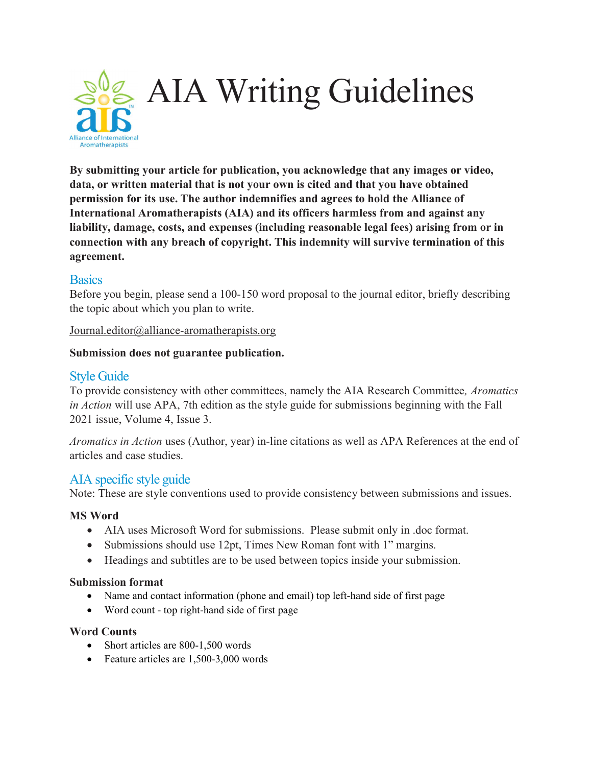# AIA Writing Guidelines

Alliance of International Aromatherapists

**By submitting your article for publication, you acknowledge that any images or video, data, or written material that is not your own is cited and that you have obtained permission for its use. The author indemnifies and agrees to hold the Alliance of International Aromatherapists (AIA) and its officers harmless from and against any liability, damage, costs, and expenses (including reasonable legal fees) arising from or in connection with any breach of copyright. This indemnity will survive termination of this agreement.**

## Basics

Before you begin, please send a 100-150 word proposal to the journal editor, briefly describing the topic about which you plan to write.

Journal.editor@alliance-aromatherapists.org

**Submission does not guarantee publication.**

## Style Guide

To provide consistency with other committees, namely the AIA Research Committee, *Aromatics in Action* will use APA, 7th edition as the style guide for submissions beginning with the Fall 2021 issue, Volume 4, Issue 3.

*Aromatics in Action* uses (Author, year) in-line citations as well as APA References at the end of articles and case studies.

## AIA specific style guide

Note: These are style conventions used to provide consistency between submissions and issues.

**MS Word**

- AIA uses Microsoft Word for submissions. Please submit only in .doc format.
- Submissions should use 12pt, Times New Roman font with 1" margins.
- Headings and subtitles are to be used between topics inside your submission.

**Submission format**

- Name and contact information (phone and email) top left-hand side of first page
- Word count - top right-hand side of first page

**Word Counts**

- Short articles are 800-1,500 words
- Feature articles are 1,500-3,000 words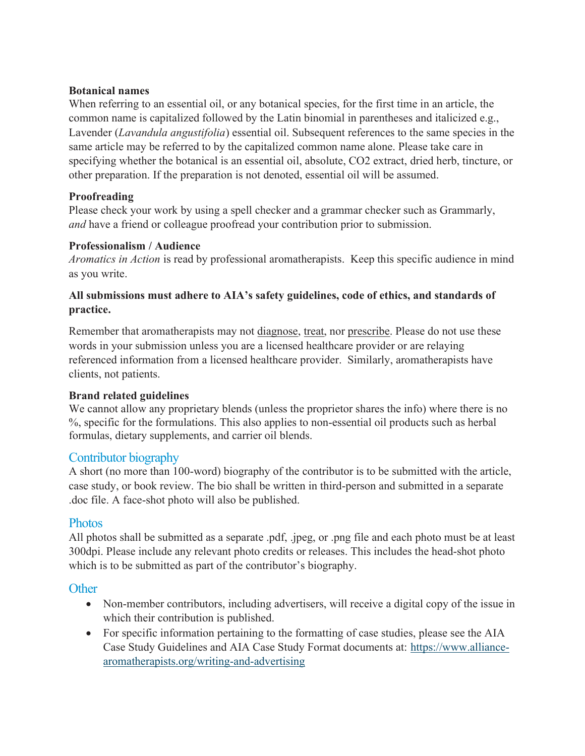**Botanical names**

When referring to an essential oil, or any botanical species, for the first time in an article, the common name is capitalized followed by the Latin binomial in parentheses and italicized e.g., Lavender (*Lavandula angustifolia*) essential oil. Subsequent references to the same species in the same article may be referred to by the capitalized common name alone. Please take care in specifying whether the botanical is an essential oil, absolute, CO2 extract, dried herb, tincture, or other preparation. If the preparation is not denoted, essential oil will be assumed.

**Proofreading**

Please check your work by using a spell checker and a grammar checker such as Grammarly, *and* have a friend or colleague proofread your contribution prior to submission.

**Professionalism / Audience**

*Aromatics in Action* is read by professional aromatherapists. Keep this specific audience in mind as you write.

**All submissions must adhere to AIA's safety guidelines, code of ethics, and standards of practice.**

Remember that aromatherapists may not <u>diagnose</u>, <u>treat</u>, nor <u>prescribe</u>. Please do not use these words in your submission unless you are a licensed healthcare provider or are relaying referenced information from a licensed healthcare provider. Similarly, aromatherapists have clients, not patients.

**Brand related guidelines**

We cannot allow any proprietary blends (unless the proprietor shares the info) where there is no %, specific for the formulations. This also applies to non-essential oil products such as herbal formulas, dietary supplements, and carrier oil blends.

## Contributor biography

A short (no more than 100-word) biography of the contributor is to be submitted with the article, case study, or book review. The bio shall be written in third-person and submitted in a separate .doc file. A face-shot photo will also be published.

## Photos

All photos shall be submitted as a separate .pdf, .jpeg, or .png file and each photo must be at least 300dpi. Please include any relevant photo credits or releases. This includes the head-shot photo which is to be submitted as part of the contributor's biography.

## Other

- Non-member contributors, including advertisers, will receive a digital copy of the issue in which their contribution is published.
- For specific information pertaining to the formatting of case studies, please see the AIA Case Study Guidelines and AIA Case Study Format documents at: https://www.alliance-aromatherapists.org/writing-and-advertising